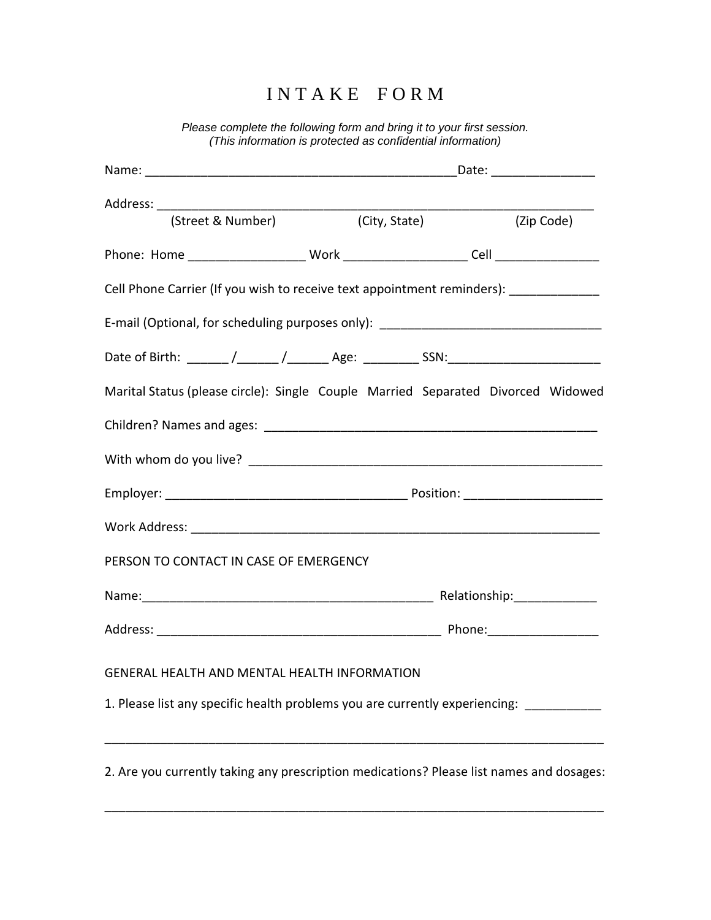# INTAKE FORM

*Please complete the following form and bring it to your first session.*
*(This information is protected as confidential information)*

Name: _____________________________________________Date: ______________

Address: _________________________________________________________________
(Street & Number) (City, State) (Zip Code)

Phone: Home _________________ Work _________________ Cell _______________

Cell Phone Carrier (If you wish to receive text appointment reminders): _____________

E-mail (Optional, for scheduling purposes only): ________________________________

Date of Birth: ______ /______ /______ Age: ________ SSN:______________________

Marital Status (please circle): Single Couple Married Separated Divorced Widowed

Children? Names and ages: _________________________________________________

With whom do you live? ____________________________________________________

Employer: ___________________________________ Position: ___________________

Work Address: __________________________________________________________

PERSON TO CONTACT IN CASE OF EMERGENCY

Name:__________________________________________ Relationship:____________

Address: ________________________________________ Phone:________________

GENERAL HEALTH AND MENTAL HEALTH INFORMATION

1. Please list any specific health problems you are currently experiencing: ___________

_________________________________________________________________________

2. Are you currently taking any prescription medications? Please list names and dosages:

_________________________________________________________________________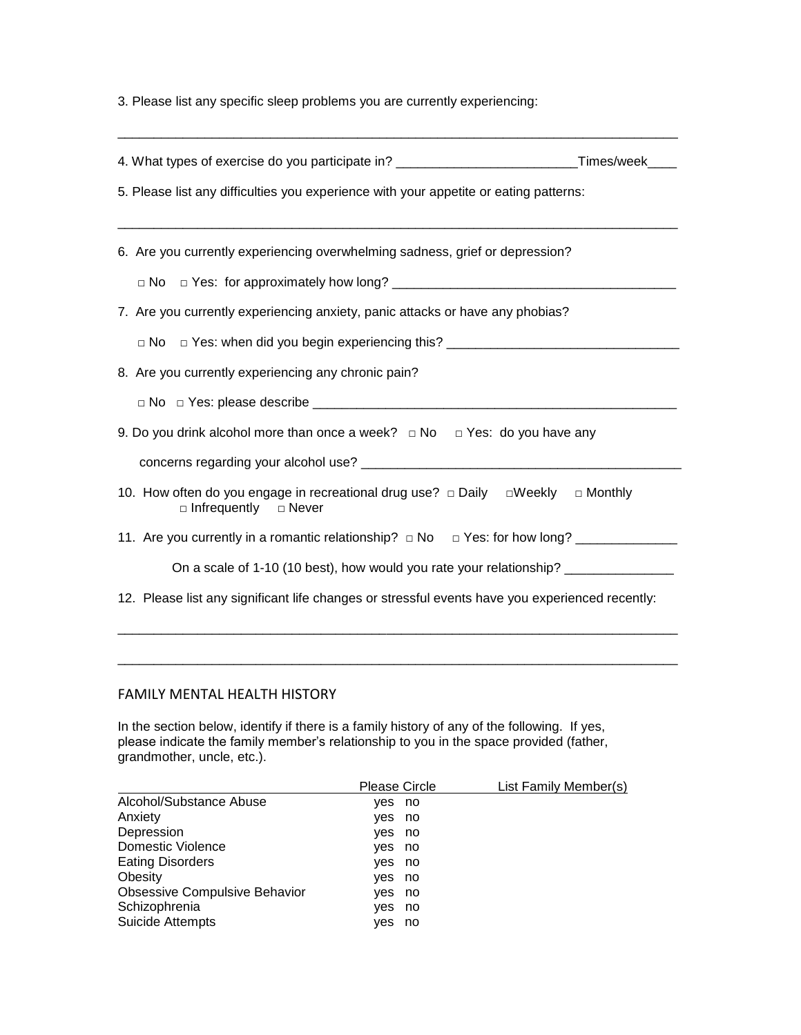3. Please list any specific sleep problems you are currently experiencing:

_______________________________________________________________________________

4. What types of exercise do you participate in? ________________________Times/week____

5. Please list any difficulties you experience with your appetite or eating patterns:

_______________________________________________________________________________

6. Are you currently experiencing overwhelming sadness, grief or depression?

   □ No □ Yes: for approximately how long? ______________________________________

7. Are you currently experiencing anxiety, panic attacks or have any phobias?

   □ No □ Yes: when did you begin experiencing this? _______________________________

8. Are you currently experiencing any chronic pain?

   □ No □ Yes: please describe __________________________________________________

9. Do you drink alcohol more than once a week? □ No □ Yes: do you have any

   concerns regarding your alcohol use? ___________________________________________

10. How often do you engage in recreational drug use? □ Daily □Weekly □ Monthly □ Infrequently □ Never

11. Are you currently in a romantic relationship? □ No □ Yes: for how long? _____________

    On a scale of 1-10 (10 best), how would you rate your relationship? ______________

12. Please list any significant life changes or stressful events have you experienced recently:

_______________________________________________________________________________

_______________________________________________________________________________

## FAMILY MENTAL HEALTH HISTORY

In the section below, identify if there is a family history of any of the following. If yes, please indicate the family member's relationship to you in the space provided (father, grandmother, uncle, etc.).

| | Please Circle | List Family Member(s) |
|---|---|---|
| Alcohol/Substance Abuse | yes no | |
| Anxiety | yes no | |
| Depression | yes no | |
| Domestic Violence | yes no | |
| Eating Disorders | yes no | |
| Obesity | yes no | |
| Obsessive Compulsive Behavior | yes no | |
| Schizophrenia | yes no | |
| Suicide Attempts | yes no | |